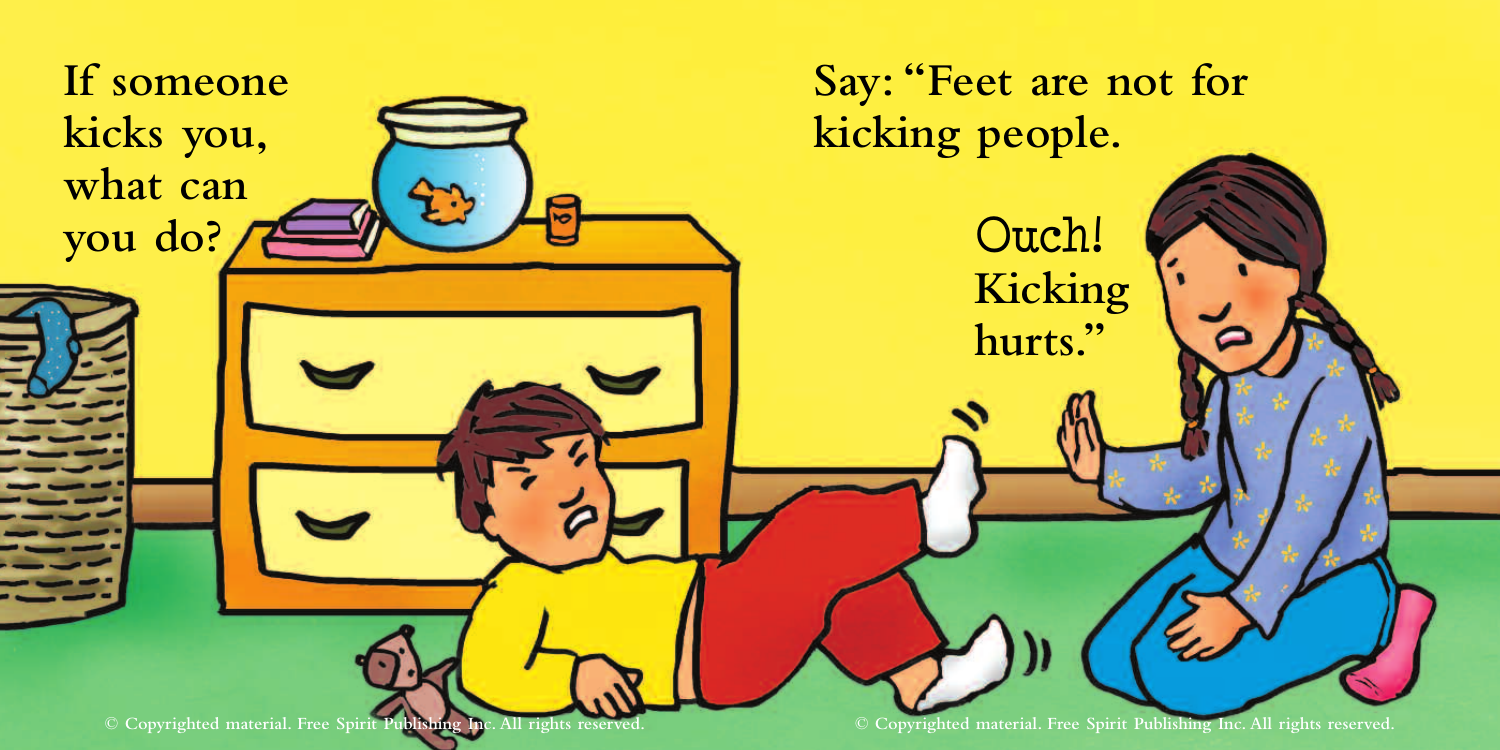If someone kicks you, what can you do?

Say: "Feet are not for kicking people.

Ouch! Kicking hurts."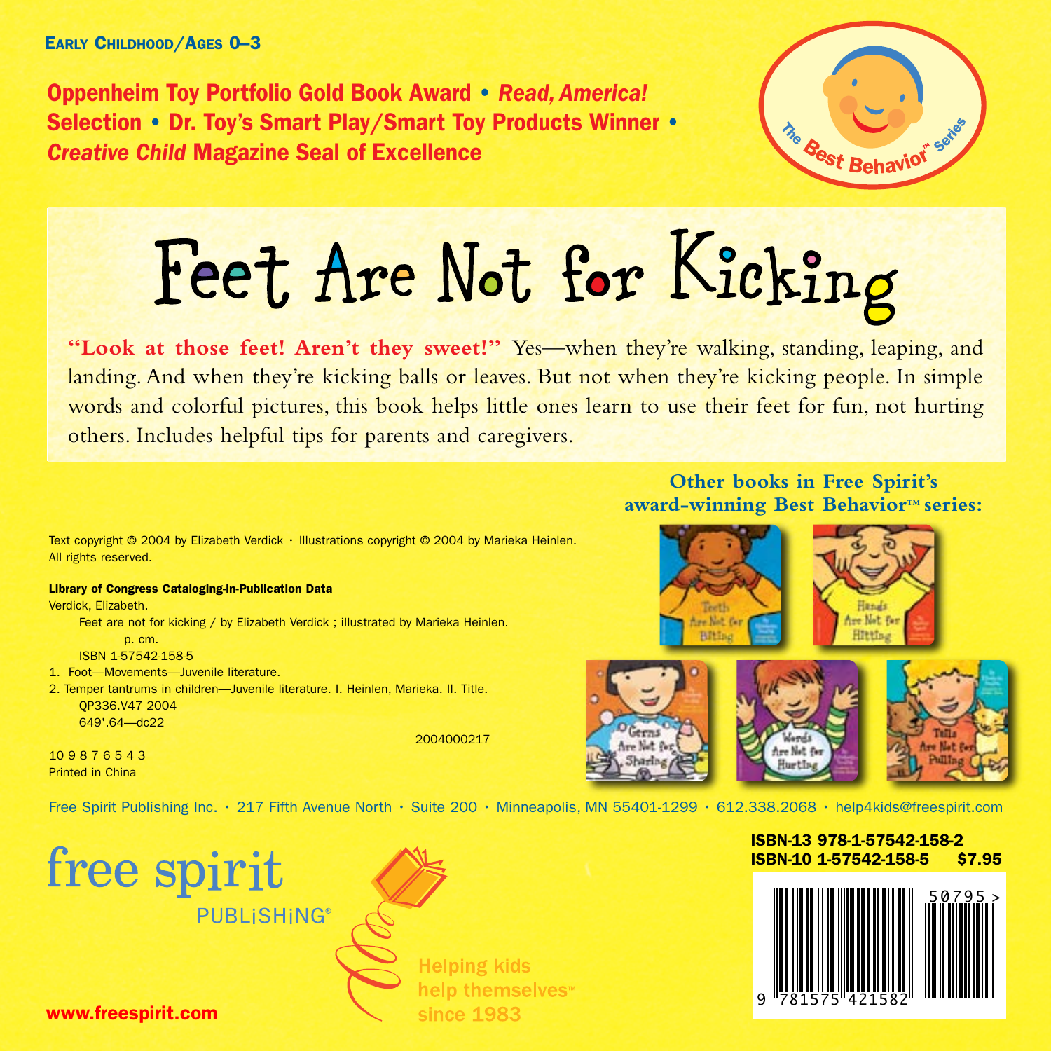EARLY CHILDHOOD/AGES 0–3

**Oppenheim Toy Portfolio Gold Book Award • *Read, America!* Selection • Dr. Toy's Smart Play/Smart Toy Products Winner • *Creative Child* Magazine Seal of Excellence**

The Best Behavior™ Series

# Feet Are Not for Kicking

**"Look at those feet! Aren't they sweet!"** Yes—when they're walking, standing, leaping, and landing. And when they're kicking balls or leaves. But not when they're kicking people. In simple words and colorful pictures, this book helps little ones learn to use their feet for fun, not hurting others. Includes helpful tips for parents and caregivers.

**Other books in Free Spirit's award-winning Best Behavior™ series:**

Teeth Are Not for Biting

Hands Are Not for Hitting

Germs Are Not for Sharing

Words Are Not for Hurting

Tails Are Not for Pulling

Text copyright © 2004 by Elizabeth Verdick · Illustrations copyright © 2004 by Marieka Heinlen. All rights reserved.

**Library of Congress Cataloging-in-Publication Data**

Verdick, Elizabeth.
Feet are not for kicking / by Elizabeth Verdick ; illustrated by Marieka Heinlen.
p. cm.
ISBN 1-57542-158-5
1. Foot—Movements—Juvenile literature.
2. Temper tantrums in children—Juvenile literature. I. Heinlen, Marieka. II. Title.
QP336.V47 2004
649'.64—dc22

2004000217

10 9 8 7 6 5 4 3
Printed in China

Free Spirit Publishing Inc. · 217 Fifth Avenue North · Suite 200 · Minneapolis, MN 55401-1299 · 612.338.2068 · help4kids@freespirit.com

free spirit PUBLISHING®

Helping kids help themselves™ since 1983

www.freespirit.com

**ISBN-13 978-1-57542-158-2**
**ISBN-10 1-57542-158-5 $7.95**

50795 >

9 781575 421582